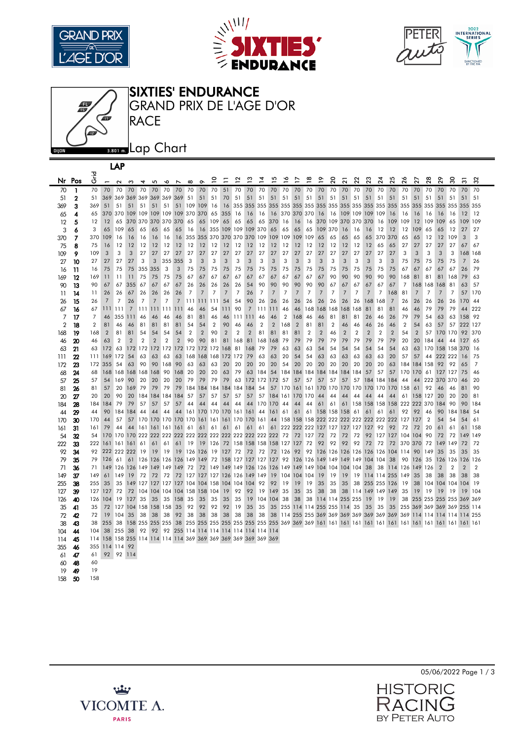# SIXTIES' ENDURANCE

## GRAND PRIX DE L'AGE D'OR

## RACE

## Lap Chart

DIJON 3.801 m.

| Nr | Pos | Grid | 1 | 2 | 3 | 4 | 5 | 6 | 7 | 8 | 9 | 10 | 11 | 12 | 13 | 14 | 15 | 16 | 17 | 18 | 19 | 20 | 21 | 22 | 23 | 24 | 25 | 26 | 27 | 28 | 29 | 30 | 31 | 32 |
|---|---|---|---|---|---|---|---|---|---|---|---|---|---|---|---|---|---|---|---|---|---|---|---|---|---|---|---|---|---|---|---|---|---|---|
| 70 | 1 | 70 | 70 | 70 | 70 | 70 | 70 | 70 | 70 | 70 | 70 | 70 | 51 | 70 | 70 | 70 | 70 | 70 | 70 | 70 | 70 | 70 | 70 | 70 | 70 | 70 | 70 | 70 | 70 | 70 | 70 | 70 | 70 | 70 |
| 51 | 2 | 51 | 369 | 369 | 369 | 369 | 369 | 369 | 369 | 51 | 51 | 51 | 70 | 51 | 51 | 51 | 51 | 51 | 51 | 51 | 51 | 51 | 51 | 51 | 51 | 51 | 51 | 51 | 51 | 51 | 51 | 51 | 51 | 51 |
| 369 | 3 | 369 | 51 | 51 | 51 | 51 | 51 | 51 | 51 | 109 | 109 | 16 | 16 | 355 | 355 | 355 | 355 | 355 | 355 | 355 | 355 | 355 | 355 | 355 | 355 | 355 | 355 | 355 | 355 | 355 | 355 | 355 | 355 | 355 |
| 65 | 4 | 65 | 370 | 370 | 109 | 109 | 109 | 109 | 109 | 370 | 370 | 65 | 355 | 16 | 16 | 16 | 16 | 370 | 370 | 370 | 16 | 16 | 109 | 109 | 109 | 109 | 16 | 16 | 16 | 16 | 16 | 16 | 12 | 12 |
| 12 | 5 | 12 | 12 | 65 | 370 | 370 | 370 | 370 | 370 | 65 | 65 | 109 | 65 | 65 | 65 | 65 | 370 | 16 | 16 | 16 | 370 | 109 | 370 | 370 | 370 | 16 | 109 | 109 | 12 | 109 | 109 | 65 | 109 | 109 |
| 3 | 6 | 3 | 65 | 109 | 65 | 65 | 65 | 65 | 65 | 16 | 16 | 355 | 109 | 109 | 109 | 370 | 65 | 65 | 65 | 65 | 109 | 370 | 16 | 16 | 16 | 12 | 12 | 12 | 109 | 65 | 65 | 12 | 27 | 27 |
| 370 | 7 | 370 | 109 | 16 | 16 | 16 | 16 | 16 | 16 | 355 | 355 | 370 | 370 | 370 | 370 | 109 | 109 | 109 | 109 | 109 | 65 | 65 | 65 | 65 | 65 | 370 | 370 | 65 | 65 | 12 | 12 | 109 | 3 | 3 |
| 75 | 8 | 75 | 16 | 12 | 12 | 12 | 12 | 12 | 12 | 12 | 12 | 12 | 12 | 12 | 12 | 12 | 12 | 12 | 12 | 12 | 12 | 12 | 12 | 12 | 12 | 65 | 65 | 27 | 27 | 27 | 27 | 27 | 67 | 67 |
| 109 | 9 | 109 | 3 | 3 | 3 | 27 | 27 | 27 | 27 | 27 | 27 | 27 | 27 | 27 | 27 | 27 | 27 | 27 | 27 | 27 | 27 | 27 | 27 | 27 | 27 | 27 | 27 | 3 | 3 | 3 | 3 | 3 | 168 | 168 |
| 27 | 10 | 27 | 27 | 27 | 27 | 3 | 3 | 355 | 355 | 3 | 3 | 3 | 3 | 3 | 3 | 3 | 3 | 3 | 3 | 3 | 3 | 3 | 3 | 3 | 3 | 3 | 3 | 75 | 75 | 75 | 75 | 75 | 7 | 26 |
| 16 | 11 | 16 | 75 | 75 | 75 | 355 | 355 | 3 | 3 | 75 | 75 | 75 | 75 | 75 | 75 | 75 | 75 | 75 | 75 | 75 | 75 | 75 | 75 | 75 | 75 | 75 | 75 | 67 | 67 | 67 | 67 | 67 | 26 | 79 |
| 169 | 12 | 169 | 11 | 11 | 11 | 75 | 75 | 75 | 75 | 67 | 67 | 67 | 67 | 67 | 67 | 67 | 67 | 67 | 67 | 67 | 67 | 90 | 90 | 90 | 90 | 90 | 90 | 168 | 81 | 81 | 81 | 168 | 79 | 63 |
| 90 | 13 | 90 | 67 | 67 | 355 | 67 | 67 | 67 | 67 | 26 | 26 | 26 | 26 | 26 | 54 | 90 | 90 | 90 | 90 | 90 | 90 | 67 | 67 | 67 | 67 | 67 | 67 | 7 | 168 | 168 | 168 | 81 | 63 | 57 |
| 11 | 14 | 11 | 26 | 26 | 67 | 26 | 26 | 26 | 7 | 7 | 7 | 7 | 7 | 7 | 26 | 7 | 7 | 7 | 7 | 7 | 7 | 7 | 7 | 7 | 7 | 7 | 168 | 81 | 7 | 7 | 7 | 7 | 57 | 170 |
| 26 | 15 | 26 | 7 | 7 | 26 | 7 | 7 | 7 | 7 | 111 | 111 | 111 | 54 | 54 | 90 | 26 | 26 | 26 | 26 | 26 | 26 | 26 | 26 | 26 | 168 | 168 | 7 | 26 | 26 | 26 | 26 | 26 | 170 | 44 |
| 67 | 16 | 67 | 111 | 111 | 7 | 111 | 111 | 111 | 111 | 46 | 46 | 54 | 111 | 90 | 7 | 111 | 111 | 46 | 46 | 168 | 168 | 168 | 168 | 168 | 81 | 81 | 81 | 46 | 46 | 79 | 79 | 79 | 44 | 222 |
| 7 | 17 | 7 | 46 | 355 | 111 | 46 | 46 | 46 | 46 | 81 | 81 | 46 | 46 | 111 | 111 | 46 | 46 | 2 | 168 | 46 | 46 | 81 | 81 | 81 | 26 | 46 | 26 | 79 | 79 | 54 | 63 | 63 | 158 | 92 |
| 2 | 18 | 2 | 81 | 46 | 46 | 81 | 81 | 81 | 81 | 54 | 54 | 2 | 90 | 46 | 46 | 2 | 2 | 168 | 2 | 81 | 81 | 2 | 46 | 46 | 46 | 26 | 46 | 2 | 54 | 63 | 57 | 57 | 222 | 127 |
| 168 | 19 | 168 | 2 | 81 | 81 | 54 | 54 | 54 | 54 | 2 | 2 | 90 | 2 | 2 | 2 | 81 | 81 | 81 | 81 | 2 | 2 | 46 | 2 | 2 | 2 | 2 | 2 | 54 | 2 | 57 | 170 | 170 | 92 | 370 |
| 46 | 20 | 46 | 63 | 2 | 2 | 2 | 2 | 2 | 2 | 90 | 90 | 81 | 81 | 168 | 81 | 168 | 168 | 79 | 79 | 79 | 79 | 79 | 79 | 79 | 79 | 79 | 79 | 20 | 20 | 184 | 44 | 44 | 127 | 65 |
| 63 | 21 | 63 | 172 | 63 | 172 | 172 | 172 | 172 | 172 | 172 | 172 | 168 | 81 | 168 | 79 | 79 | 63 | 63 | 63 | 54 | 54 | 54 | 54 | 54 | 54 | 54 | 54 | 63 | 63 | 170 | 158 | 158 | 370 | 16 |
| 111 | 22 | 111 | 169 | 172 | 54 | 63 | 63 | 63 | 63 | 168 | 168 | 168 | 172 | 172 | 79 | 63 | 63 | 20 | 54 | 54 | 63 | 63 | 63 | 63 | 63 | 63 | 20 | 57 | 57 | 44 | 222 | 222 | 16 | 75 |
| 172 | 23 | 172 | 355 | 54 | 63 | 90 | 90 | 168 | 90 | 63 | 63 | 63 | 20 | 20 | 20 | 20 | 20 | 54 | 20 | 20 | 20 | 20 | 20 | 20 | 20 | 20 | 63 | 184 | 184 | 158 | 92 | 92 | 65 | 7 |
| 68 | 24 | 68 | 168 | 168 | 168 | 168 | 168 | 90 | 168 | 20 | 20 | 20 | 63 | 79 | 63 | 184 | 54 | 184 | 184 | 184 | 184 | 184 | 184 | 184 | 57 | 57 | 57 | 170 | 170 | 61 | 127 | 127 | 75 | 46 |
| 57 | 25 | 57 | 54 | 169 | 90 | 20 | 20 | 20 | 20 | 79 | 79 | 79 | 79 | 63 | 172 | 172 | 172 | 57 | 57 | 57 | 57 | 57 | 57 | 57 | 184 | 184 | 184 | 44 | 44 | 222 | 370 | 370 | 46 | 20 |
| 81 | 26 | 81 | 57 | 20 | 169 | 79 | 79 | 79 | 79 | 184 | 184 | 184 | 184 | 184 | 184 | 54 | 57 | 170 | 161 | 161 | 170 | 170 | 170 | 170 | 170 | 170 | 170 | 158 | 61 | 92 | 46 | 46 | 81 | 90 |
| 20 | 27 | 20 | 20 | 90 | 20 | 184 | 184 | 184 | 184 | 57 | 57 | 57 | 57 | 57 | 57 | 57 | 184 | 161 | 170 | 170 | 44 | 44 | 44 | 44 | 44 | 44 | 44 | 61 | 158 | 127 | 20 | 20 | 20 | 81 |
| 184 | 28 | 184 | 184 | 79 | 79 | 57 | 57 | 57 | 57 | 44 | 44 | 44 | 44 | 44 | 44 | 170 | 170 | 44 | 44 | 44 | 61 | 61 | 61 | 158 | 158 | 158 | 158 | 222 | 222 | 370 | 184 | 90 | 90 | 184 |
| 44 | 29 | 44 | 90 | 184 | 184 | 44 | 44 | 44 | 44 | 161 | 170 | 170 | 170 | 161 | 161 | 44 | 161 | 61 | 61 | 61 | 158 | 158 | 158 | 61 | 61 | 61 | 61 | 92 | 92 | 46 | 90 | 184 | 184 | 54 |
| 170 | 30 | 170 | 44 | 57 | 57 | 170 | 170 | 170 | 170 | 170 | 161 | 161 | 161 | 170 | 170 | 161 | 44 | 158 | 158 | 158 | 222 | 222 | 222 | 222 | 222 | 222 | 222 | 127 | 127 | 2 | 54 | 54 | 54 | 61 |
| 161 | 31 | 161 | 79 | 44 | 44 | 161 | 161 | 161 | 161 | 61 | 61 | 61 | 61 | 61 | 61 | 61 | 222 | 222 | 222 | 127 | 127 | 127 | 127 | 127 | 92 | 92 | 72 | 72 | 20 | 61 | 61 | 61 | 158 |
| 54 | 32 | 54 | 170 | 170 | 170 | 222 | 222 | 222 | 222 | 222 | 222 | 222 | 222 | 222 | 222 | 222 | 222 | 72 | 72 | 127 | 72 | 72 | 72 | 72 | 92 | 127 | 127 | 104 | 104 | 90 | 72 | 72 | 149 | 149 |
| 222 | 33 | 222 | 161 | 161 | 161 | 61 | 61 | 61 | 61 | 19 | 19 | 126 | 72 | 158 | 158 | 158 | 158 | 127 | 127 | 72 | 92 | 92 | 92 | 92 | 72 | 72 | 72 | 370 | 370 | 72 | 149 | 149 | 72 | 72 |
| 92 | 34 | 92 | 222 | 222 | 222 | 19 | 19 | 19 | 19 | 126 | 126 | 19 | 127 | 72 | 72 | 72 | 72 | 126 | 92 | 92 | 126 | 126 | 126 | 126 | 126 | 126 | 104 | 114 | 90 | 149 | 35 | 35 | 35 | 35 |
| 79 | 35 | 79 | 126 | 61 | 61 | 126 | 126 | 126 | 126 | 149 | 149 | 72 | 158 | 127 | 127 | 127 | 127 | 92 | 126 | 126 | 149 | 149 | 149 | 149 | 104 | 104 | 38 | 90 | 126 | 35 | 126 | 126 | 126 | 126 |
| 71 | 36 | 71 | 149 | 126 | 126 | 149 | 149 | 149 | 149 | 72 | 72 | 149 | 149 | 149 | 126 | 126 | 126 | 149 | 149 | 149 | 104 | 104 | 104 | 104 | 38 | 38 | 114 | 126 | 149 | 126 | 2 | 2 | 2 | 2 |
| 149 | 37 | 149 | 61 | 149 | 19 | 72 | 72 | 72 | 72 | 127 | 127 | 127 | 126 | 126 | 149 | 149 | 19 | 104 | 104 | 104 | 19 | 19 | 19 | 19 | 114 | 114 | 255 | 149 | 35 | 38 | 38 | 38 | 38 | 38 |
| 255 | 38 | 255 | 35 | 35 | 149 | 127 | 127 | 127 | 127 | 104 | 104 | 158 | 104 | 104 | 104 | 92 | 92 | 19 | 19 | 19 | 35 | 35 | 35 | 38 | 255 | 255 | 126 | 19 | 38 | 104 | 104 | 104 | 104 | 19 |
| 127 | 39 | 127 | 127 | 72 | 72 | 104 | 104 | 104 | 104 | 158 | 158 | 104 | 19 | 92 | 92 | 19 | 149 | 35 | 35 | 35 | 38 | 38 | 38 | 114 | 149 | 149 | 149 | 35 | 19 | 19 | 19 | 19 | 19 | 104 |
| 126 | 40 | 126 | 104 | 19 | 127 | 35 | 35 | 35 | 158 | 35 | 35 | 35 | 35 | 35 | 19 | 104 | 104 | 38 | 38 | 38 | 114 | 114 | 255 | 255 | 19 | 19 | 19 | 38 | 255 | 255 | 255 | 255 | 369 | 369 |
| 35 | 41 | 35 | 72 | 127 | 104 | 158 | 158 | 158 | 35 | 92 | 92 | 92 | 92 | 19 | 35 | 35 | 35 | 255 | 114 | 114 | 255 | 255 | 114 | 35 | 35 | 35 | 35 | 255 | 369 | 369 | 369 | 369 | 255 | 114 |
| 72 | 42 | 72 | 19 | 104 | 35 | 38 | 38 | 38 | 92 | 38 | 38 | 38 | 38 | 38 | 38 | 38 | 38 | 114 | 255 | 255 | 369 | 369 | 369 | 369 | 369 | 369 | 369 | 369 | 114 | 114 | 114 | 114 | 114 | 255 |
| 38 | 43 | 38 | 255 | 38 | 158 | 255 | 255 | 255 | 38 | 255 | 255 | 255 | 255 | 255 | 255 | 255 | 255 | 369 | 369 | 369 | 161 | 161 | 161 | 161 | 161 | 161 | 161 | 161 | 161 | 161 | 161 | 161 | 161 | 161 |
| 104 | 44 | 104 | 38 | 255 | 38 | 92 | 92 | 92 | 255 | 114 | 114 | 114 | 114 | 114 | 114 | 114 | 114 | | | | | | | | | | | | | | | | | |
| 114 | 45 | 114 | 158 | 158 | 255 | 114 | 114 | 114 | 114 | 369 | 369 | 369 | 369 | 369 | 369 | 369 | 369 | | | | | | | | | | | | | | | | | |
| 355 | 46 | 355 | 114 | 114 | 92 | | | | | | | | | | | | | | | | | | | | | | | | | | | | | |
| 61 | 47 | 61 | 92 | 92 | 114 | | | | | | | | | | | | | | | | | | | | | | | | | | | | | |
| 60 | 48 | 60 | | | | | | | | | | | | | | | | | | | | | | | | | | | | | | | | |
| 19 | 49 | 19 | | | | | | | | | | | | | | | | | | | | | | | | | | | | | | | | |
| 158 | 50 | 158 | | | | | | | | | | | | | | | | | | | | | | | | | | | | | | | | |

05/06/2022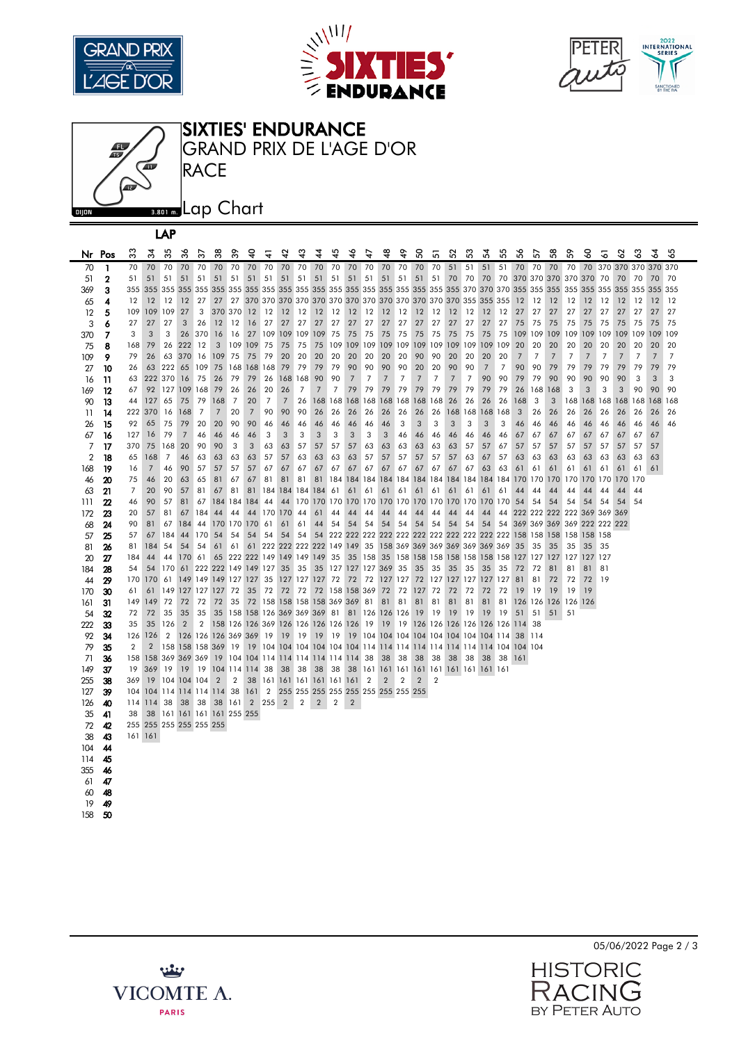# SIXTIES' ENDURANCE

## GRAND PRIX DE L'AGE D'OR

## RACE

DIJON 3.801 m.

## Lap Chart

| Nr | Pos | 33 | 34 | 35 | 36 | 37 | 38 | 39 | 40 | 41 | 42 | 43 | 44 | 45 | 46 | 47 | 48 | 49 | 50 | 51 | 52 | 53 | 54 | 55 | 56 | 57 | 58 | 59 | 60 | 61 | 62 | 63 | 64 | 65 |
|---|---|---|---|---|---|---|---|---|---|---|---|---|---|---|---|---|---|---|---|---|---|---|---|---|---|---|---|---|---|---|---|---|---|---|
| 70 | 1 | 70 | 70 | 70 | 70 | 70 | 70 | 70 | 70 | 70 | 70 | 70 | 70 | 70 | 70 | 70 | 70 | 70 | 70 | 70 | 51 | 51 | 51 | 51 | 70 | 70 | 70 | 70 | 70 | 370 | 370 | 370 | 370 | 370 |
| 51 | 2 | 51 | 51 | 51 | 51 | 51 | 51 | 51 | 51 | 51 | 51 | 51 | 51 | 51 | 51 | 51 | 51 | 51 | 51 | 51 | 70 | 70 | 70 | 70 | 370 | 370 | 370 | 370 | 370 | 70 | 70 | 70 | 70 | 70 |
| 369 | 3 | 355 | 355 | 355 | 355 | 355 | 355 | 355 | 355 | 355 | 355 | 355 | 355 | 355 | 355 | 355 | 355 | 355 | 355 | 355 | 355 | 370 | 370 | 370 | 355 | 355 | 355 | 355 | 355 | 355 | 355 | 355 | 355 | 355 |
| 65 | 4 | 12 | 12 | 12 | 12 | 27 | 27 | 27 | 370 | 370 | 370 | 370 | 370 | 370 | 370 | 370 | 370 | 370 | 370 | 370 | 370 | 355 | 355 | 355 | 12 | 12 | 12 | 12 | 12 | 12 | 12 | 12 | 12 | 12 |
| 12 | 5 | 109 | 109 | 109 | 27 | 3 | 370 | 370 | 12 | 12 | 12 | 12 | 12 | 12 | 12 | 12 | 12 | 12 | 12 | 12 | 12 | 12 | 12 | 12 | 27 | 27 | 27 | 27 | 27 | 27 | 27 | 27 | 27 | 27 |
| 3 | 6 | 27 | 27 | 27 | 3 | 26 | 12 | 12 | 16 | 27 | 27 | 27 | 27 | 27 | 27 | 27 | 27 | 27 | 27 | 27 | 27 | 27 | 27 | 27 | 75 | 75 | 75 | 75 | 75 | 75 | 75 | 75 | 75 | 75 |
| 370 | 7 | 3 | 3 | 3 | 26 | 370 | 16 | 16 | 27 | 109 | 109 | 109 | 109 | 75 | 75 | 75 | 75 | 75 | 75 | 75 | 75 | 75 | 75 | 75 | 109 | 109 | 109 | 109 | 109 | 109 | 109 | 109 | 109 | 109 |
| 75 | 8 | 168 | 79 | 26 | 222 | 12 | 3 | 109 | 109 | 75 | 75 | 75 | 75 | 109 | 109 | 109 | 109 | 109 | 109 | 109 | 109 | 109 | 109 | 109 | 20 | 20 | 20 | 20 | 20 | 20 | 20 | 20 | 20 | 20 |
| 109 | 9 | 79 | 26 | 63 | 370 | 16 | 109 | 75 | 75 | 79 | 20 | 20 | 20 | 20 | 20 | 20 | 20 | 20 | 90 | 90 | 20 | 20 | 20 | 20 | 7 | 7 | 7 | 7 | 7 | 7 | 7 | 7 | 7 | 7 |
| 27 | 10 | 26 | 63 | 222 | 65 | 109 | 75 | 168 | 168 | 168 | 79 | 79 | 79 | 79 | 90 | 90 | 90 | 90 | 20 | 20 | 90 | 90 | 7 | 7 | 90 | 90 | 79 | 79 | 79 | 79 | 79 | 79 | 79 | 79 |
| 16 | 11 | 63 | 222 | 370 | 16 | 75 | 26 | 79 | 79 | 26 | 168 | 168 | 90 | 90 | 7 | 7 | 7 | 7 | 7 | 7 | 7 | 7 | 90 | 90 | 79 | 79 | 90 | 90 | 90 | 90 | 90 | 3 | 3 | 3 |
| 169 | 12 | 67 | 92 | 127 | 109 | 168 | 79 | 26 | 26 | 20 | 26 | 7 | 7 | 7 | 79 | 79 | 79 | 79 | 79 | 79 | 79 | 79 | 79 | 79 | 26 | 168 | 168 | 3 | 3 | 3 | 3 | 90 | 90 | 90 |
| 90 | 13 | 44 | 127 | 65 | 75 | 79 | 168 | 7 | 20 | 7 | 7 | 26 | 168 | 168 | 168 | 168 | 168 | 168 | 168 | 168 | 26 | 26 | 26 | 26 | 168 | 3 | 3 | 168 | 168 | 168 | 168 | 168 | 168 | 168 |
| 11 | 14 | 222 | 370 | 16 | 168 | 7 | 7 | 20 | 7 | 20 | 90 | 90 | 26 | 26 | 26 | 26 | 26 | 26 | 26 | 26 | 168 | 168 | 168 | 168 | 3 | 26 | 26 | 26 | 26 | 26 | 26 | 26 | 26 | 26 |
| 26 | 15 | 92 | 65 | 75 | 79 | 20 | 20 | 90 | 90 | 46 | 46 | 46 | 46 | 46 | 46 | 46 | 46 | 3 | 3 | 3 | 3 | 3 | 3 | 3 | 46 | 46 | 46 | 46 | 46 | 46 | 46 | 46 | 46 | 46 |
| 67 | 16 | 127 | 16 | 79 | 7 | 46 | 46 | 46 | 46 | 3 | 3 | 3 | 3 | 3 | 3 | 3 | 3 | 46 | 46 | 46 | 46 | 46 | 46 | 46 | 67 | 67 | 67 | 67 | 67 | 67 | 67 | 67 | 67 | 67 |
| 7 | 17 | 370 | 75 | 168 | 20 | 90 | 90 | 3 | 3 | 63 | 63 | 57 | 57 | 57 | 57 | 63 | 63 | 63 | 63 | 63 | 63 | 57 | 57 | 67 | 57 | 57 | 57 | 57 | 57 | 57 | 57 | 57 | 57 | 57 |
| 2 | 18 | 65 | 168 | 7 | 46 | 63 | 63 | 63 | 63 | 57 | 57 | 63 | 63 | 63 | 63 | 57 | 57 | 57 | 57 | 57 | 57 | 63 | 67 | 57 | 63 | 63 | 63 | 63 | 63 | 63 | 63 | 63 | 63 | 63 |
| 168 | 19 | 16 | 7 | 46 | 90 | 57 | 57 | 57 | 57 | 67 | 67 | 67 | 67 | 67 | 67 | 67 | 67 | 67 | 67 | 67 | 67 | 67 | 63 | 63 | 61 | 61 | 61 | 61 | 61 | 61 | 61 | 61 | 61 | 61 |
| 46 | 20 | 75 | 46 | 20 | 63 | 65 | 81 | 67 | 67 | 81 | 81 | 81 | 81 | 184 | 184 | 184 | 184 | 184 | 184 | 184 | 184 | 184 | 184 | 184 | 170 | 170 | 170 | 170 | 170 | 170 | 170 | 170 | 170 | |
| 63 | 21 | 7 | 20 | 90 | 57 | 81 | 67 | 81 | 81 | 184 | 184 | 184 | 184 | 61 | 61 | 61 | 61 | 61 | 61 | 61 | 61 | 61 | 61 | 61 | 44 | 44 | 44 | 44 | 44 | 44 | 44 | 44 | 44 | |
| 111 | 22 | 46 | 90 | 57 | 81 | 67 | 184 | 184 | 184 | 44 | 44 | 170 | 170 | 170 | 170 | 170 | 170 | 170 | 170 | 170 | 170 | 170 | 170 | 170 | 54 | 54 | 54 | 54 | 54 | 54 | 54 | 54 | 54 | |
| 172 | 23 | 20 | 57 | 81 | 67 | 184 | 44 | 44 | 44 | 170 | 170 | 44 | 61 | 44 | 44 | 44 | 44 | 44 | 44 | 44 | 44 | 44 | 44 | 44 | 222 | 222 | 222 | 222 | 222 | 369 | 369 | 369 | | |
| 68 | 24 | 90 | 81 | 67 | 184 | 44 | 170 | 170 | 170 | 61 | 61 | 61 | 44 | 54 | 54 | 54 | 54 | 54 | 54 | 54 | 54 | 54 | 54 | 54 | 369 | 369 | 369 | 369 | 369 | 222 | 222 | 222 | | |
| 57 | 25 | 57 | 67 | 184 | 44 | 170 | 54 | 54 | 54 | 54 | 54 | 54 | 54 | 222 | 222 | 222 | 222 | 222 | 222 | 222 | 222 | 222 | 222 | 222 | 158 | 158 | 158 | 158 | 158 | 158 | 158 | | | |
| 81 | 26 | 81 | 184 | 54 | 54 | 54 | 61 | 61 | 61 | 222 | 222 | 222 | 222 | 149 | 149 | 35 | 158 | 369 | 369 | 369 | 369 | 369 | 369 | 369 | 35 | 35 | 35 | 35 | 35 | 35 | 35 | | | |
| 20 | 27 | 184 | 44 | 44 | 170 | 61 | 65 | 222 | 222 | 149 | 149 | 149 | 149 | 35 | 35 | 158 | 35 | 158 | 158 | 158 | 158 | 158 | 158 | 158 | 127 | 127 | 127 | 127 | 127 | 127 | 127 | | | |
| 184 | 28 | 54 | 54 | 170 | 61 | 222 | 222 | 149 | 149 | 127 | 35 | 35 | 35 | 127 | 127 | 127 | 369 | 35 | 35 | 35 | 35 | 35 | 35 | 35 | 72 | 72 | 81 | 81 | 81 | 81 | | | | |
| 44 | 29 | 170 | 170 | 61 | 149 | 149 | 149 | 127 | 127 | 35 | 127 | 127 | 127 | 72 | 72 | 72 | 127 | 127 | 72 | 127 | 127 | 127 | 127 | 127 | 81 | 81 | 72 | 72 | 72 | 19 | | | | |
| 170 | 30 | 61 | 61 | 149 | 127 | 127 | 127 | 72 | 35 | 72 | 72 | 72 | 72 | 158 | 158 | 369 | 72 | 72 | 127 | 72 | 72 | 72 | 72 | 72 | 19 | 19 | 19 | 19 | 19 | | | | | |
| 161 | 31 | 149 | 149 | 72 | 72 | 72 | 72 | 35 | 72 | 158 | 158 | 158 | 158 | 369 | 369 | 81 | 81 | 81 | 81 | 81 | 81 | 81 | 81 | 81 | 126 | 126 | 126 | 126 | 126 | | | | | |
| 54 | 32 | 72 | 72 | 35 | 35 | 35 | 35 | 158 | 158 | 126 | 369 | 369 | 369 | 81 | 81 | 126 | 126 | 126 | 19 | 19 | 19 | 19 | 19 | 19 | 51 | 51 | 51 | 51 | | | | | | |
| 222 | 33 | 35 | 35 | 126 | 2 | 2 | 158 | 126 | 126 | 369 | 126 | 126 | 126 | 126 | 126 | 19 | 19 | 19 | 126 | 126 | 126 | 126 | 126 | 126 | 114 | 38 | | | | | | | | |
| 92 | 34 | 126 | 126 | 2 | 126 | 126 | 126 | 369 | 369 | 19 | 19 | 19 | 19 | 19 | 19 | 104 | 104 | 104 | 104 | 104 | 104 | 104 | 104 | 104 | 38 | 114 | | | | | | | | |
| 79 | 35 | 2 | 2 | 158 | 158 | 158 | 369 | 19 | 19 | 104 | 104 | 104 | 104 | 104 | 104 | 114 | 114 | 114 | 114 | 114 | 114 | 114 | 114 | 114 | 104 | 104 | | | | | | | | |
| 71 | 36 | 158 | 158 | 369 | 369 | 369 | 19 | 104 | 104 | 114 | 114 | 114 | 114 | 114 | 114 | 38 | 38 | 38 | 38 | 38 | 38 | 38 | 38 | 38 | 161 | | | | | | | | | |
| 149 | 37 | 19 | 369 | 19 | 19 | 19 | 104 | 114 | 114 | 38 | 38 | 38 | 38 | 38 | 38 | 161 | 161 | 161 | 161 | 161 | 161 | 161 | 161 | 161 | | | | | | | | | | |
| 255 | 38 | 369 | 19 | 104 | 104 | 104 | 2 | 2 | 38 | 161 | 161 | 161 | 161 | 161 | 161 | 2 | 2 | 2 | 2 | 2 | | | | | | | | | | | | | | |
| 127 | 39 | 104 | 104 | 114 | 114 | 114 | 114 | 38 | 161 | 2 | 255 | 255 | 255 | 255 | 255 | 255 | 255 | 255 | 255 | | | | | | | | | | | | | | | |
| 126 | 40 | 114 | 114 | 38 | 38 | 38 | 38 | 161 | 2 | 255 | 2 | 2 | 2 | 2 | 2 | | | | | | | | | | | | | | | | | | | |
| 35 | 41 | 38 | 38 | 161 | 161 | 161 | 161 | 255 | 255 | | | | | | | | | | | | | | | | | | | | | | | | | |
| 72 | 42 | 255 | 255 | 255 | 255 | 255 | 255 | | | | | | | | | | | | | | | | | | | | | | | | | | | |
| 38 | 43 | 161 | 161 | | | | | | | | | | | | | | | | | | | | | | | | | | | | | | | |
| 104 | 44 | | | | | | | | | | | | | | | | | | | | | | | | | | | | | | | | | |
| 114 | 45 | | | | | | | | | | | | | | | | | | | | | | | | | | | | | | | | | |
| 355 | 46 | | | | | | | | | | | | | | | | | | | | | | | | | | | | | | | | | |
| 61 | 47 | | | | | | | | | | | | | | | | | | | | | | | | | | | | | | | | | |
| 60 | 48 | | | | | | | | | | | | | | | | | | | | | | | | | | | | | | | | | |
| 19 | 49 | | | | | | | | | | | | | | | | | | | | | | | | | | | | | | | | | |
| 158 | 50 | | | | | | | | | | | | | | | | | | | | | | | | | | | | | | | | | |

05/06/2022 Page 2 / 3

VICOMTE A. PARIS

HISTORIC RACING BY PETER AUTO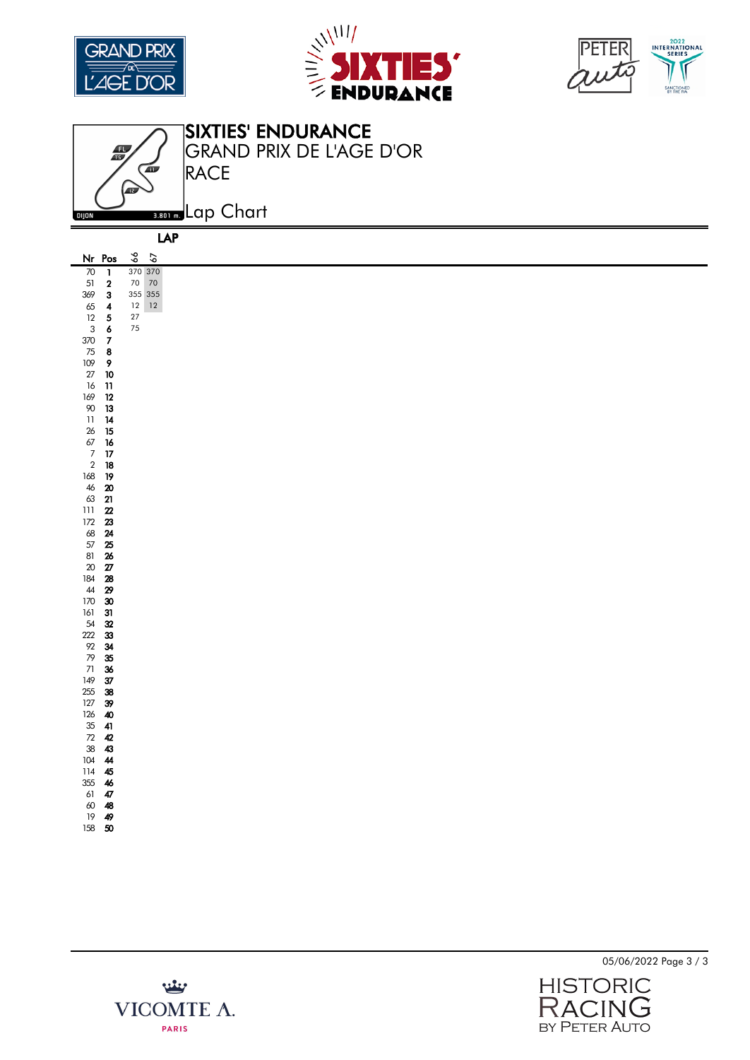# SIXTIES' ENDURANCE

GRAND PRIX DE L'AGE D'OR

RACE

DIJON 3.801 m.

Lap Chart

| Nr | Pos | 66 | 67 |
|---|---|---|---|
| 70 | 1 | 370 | 370 |
| 51 | 2 | 70 | 70 |
| 369 | 3 | 355 | 355 |
| 65 | 4 | 12 | 12 |
| 12 | 5 | 27 | |
| 3 | 6 | 75 | |
| 370 | 7 | | |
| 75 | 8 | | |
| 109 | 9 | | |
| 27 | 10 | | |
| 16 | 11 | | |
| 169 | 12 | | |
| 90 | 13 | | |
| 11 | 14 | | |
| 26 | 15 | | |
| 67 | 16 | | |
| 7 | 17 | | |
| 2 | 18 | | |
| 168 | 19 | | |
| 46 | 20 | | |
| 63 | 21 | | |
| 111 | 22 | | |
| 172 | 23 | | |
| 68 | 24 | | |
| 57 | 25 | | |
| 81 | 26 | | |
| 20 | 27 | | |
| 184 | 28 | | |
| 44 | 29 | | |
| 170 | 30 | | |
| 161 | 31 | | |
| 54 | 32 | | |
| 222 | 33 | | |
| 92 | 34 | | |
| 79 | 35 | | |
| 71 | 36 | | |
| 149 | 37 | | |
| 255 | 38 | | |
| 127 | 39 | | |
| 126 | 40 | | |
| 35 | 41 | | |
| 72 | 42 | | |
| 38 | 43 | | |
| 104 | 44 | | |
| 114 | 45 | | |
| 355 | 46 | | |
| 61 | 47 | | |
| 60 | 48 | | |
| 19 | 49 | | |
| 158 | 50 | | |

05/06/2022